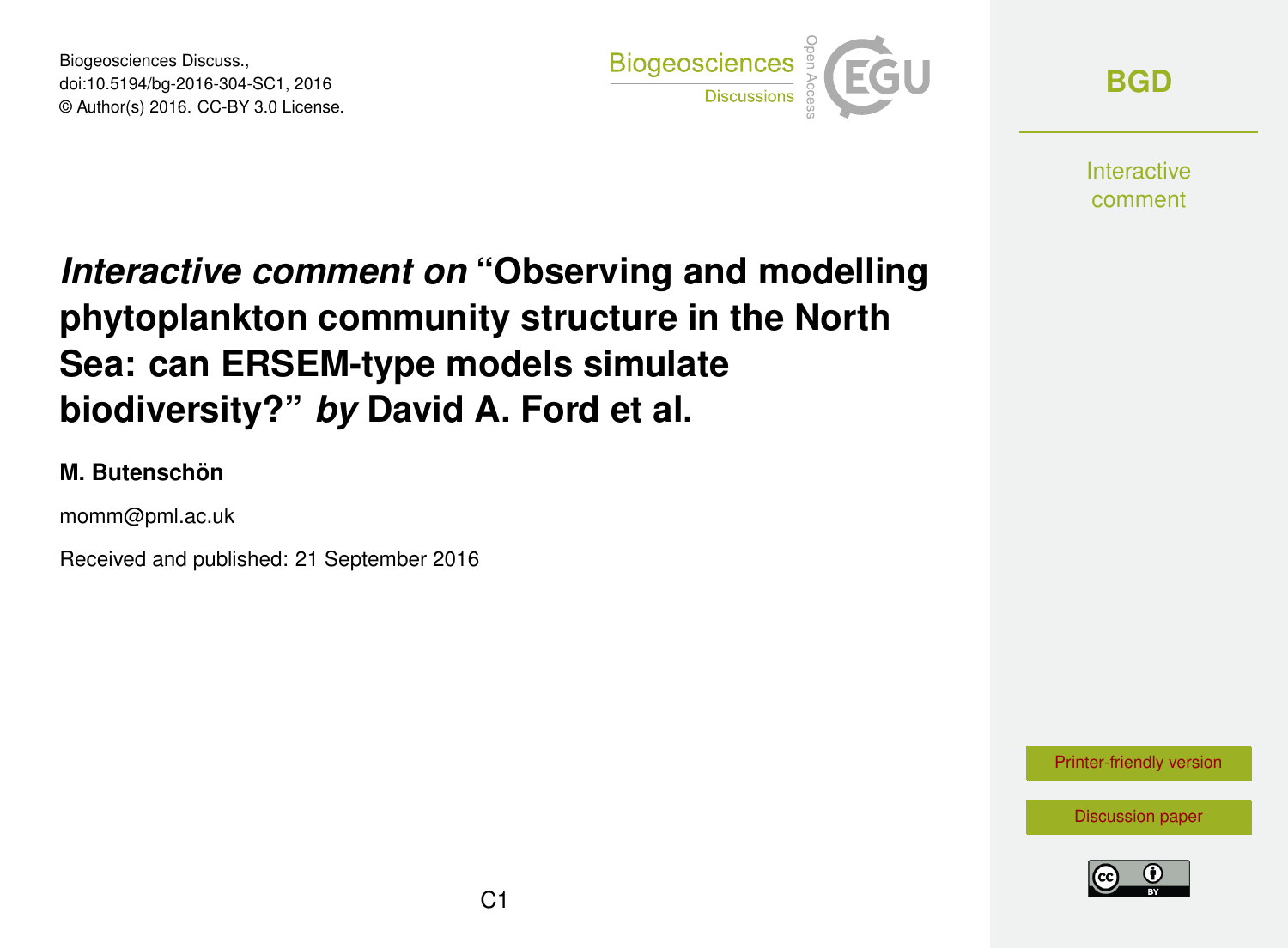# *Interactive comment on* "Observing and modelling phytoplankton community structure in the North Sea: can ERSEM-type models simulate biodiversity?" *by* David A. Ford et al.

**M. Butenschön**

momm@pml.ac.uk

Received and published: 21 September 2016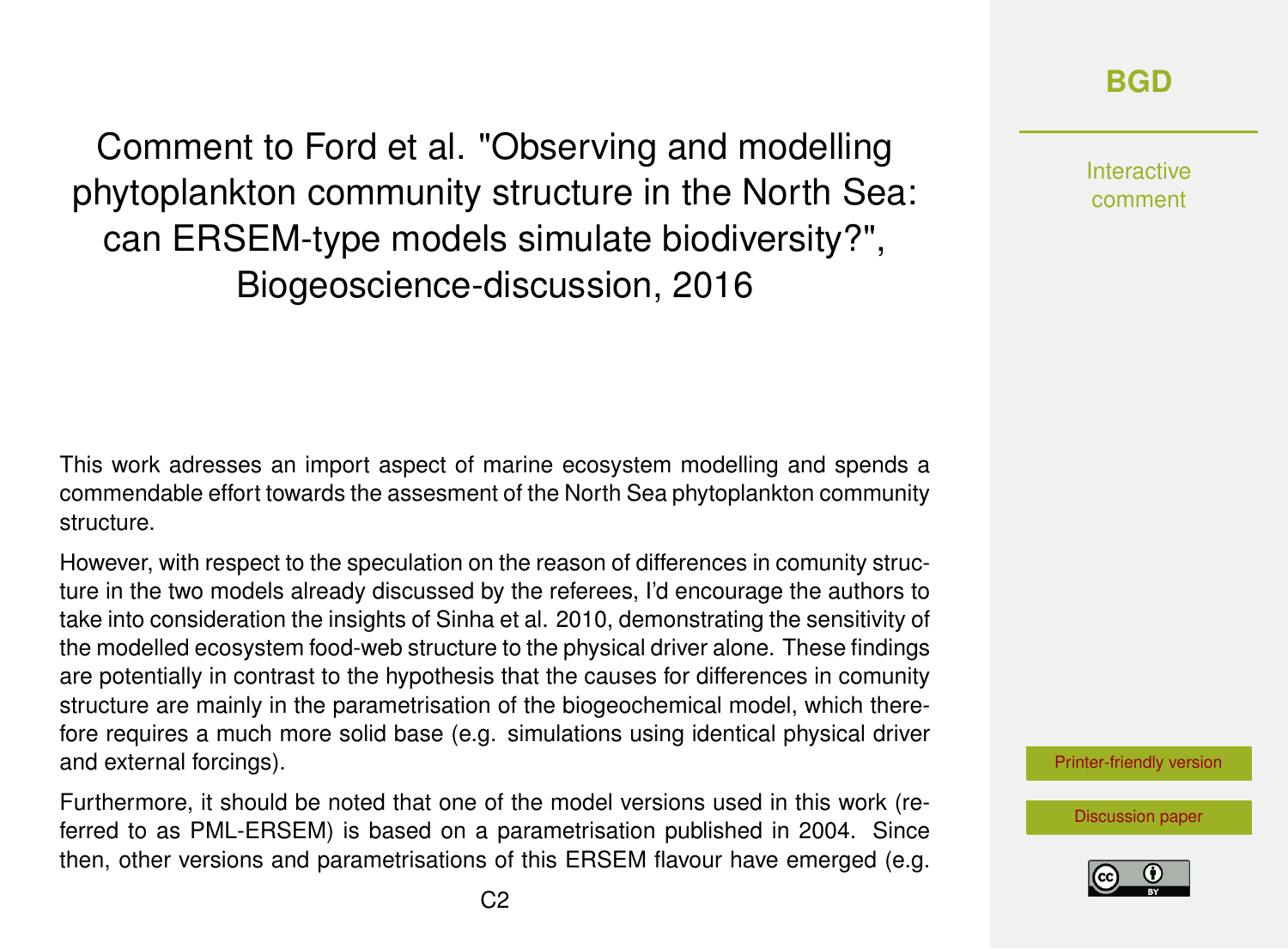Comment to Ford et al. "Observing and modelling phytoplankton community structure in the North Sea: can ERSEM-type models simulate biodiversity?", Biogeoscience-discussion, 2016

This work adresses an import aspect of marine ecosystem modelling and spends a commendable effort towards the assesment of the North Sea phytoplankton community structure.

However, with respect to the speculation on the reason of differences in comunity structure in the two models already discussed by the referees, I'd encourage the authors to take into consideration the insights of Sinha et al. 2010, demonstrating the sensitivity of the modelled ecosystem food-web structure to the physical driver alone. These findings are potentially in contrast to the hypothesis that the causes for differences in comunity structure are mainly in the parametrisation of the biogeochemical model, which therefore requires a much more solid base (e.g. simulations using identical physical driver and external forcings).

Furthermore, it should be noted that one of the model versions used in this work (referred to as PML-ERSEM) is based on a parametrisation published in 2004. Since then, other versions and parametrisations of this ERSEM flavour have emerged (e.g.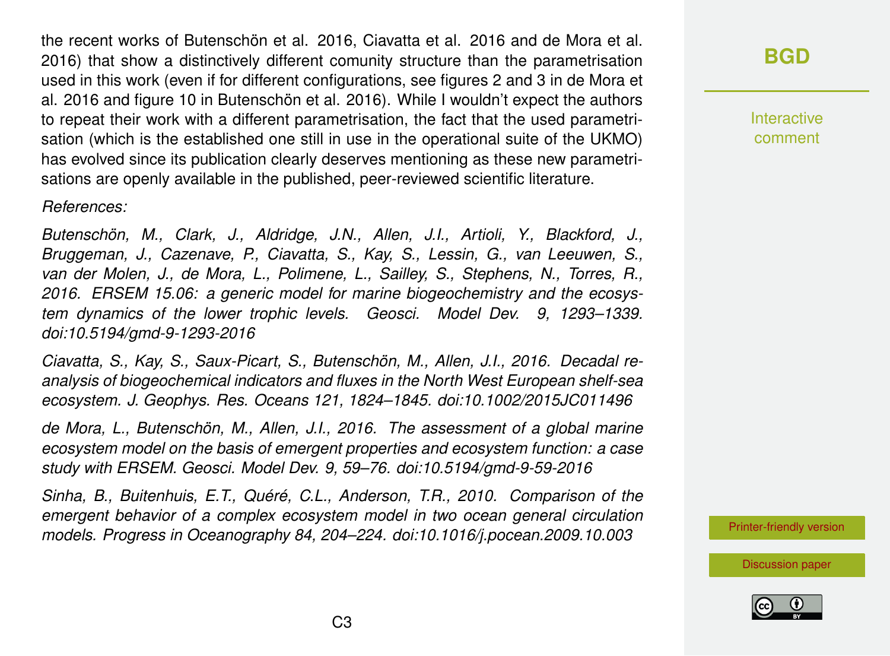the recent works of Butenschön et al. 2016, Ciavatta et al. 2016 and de Mora et al. 2016) that show a distinctively different comunity structure than the parametrisation used in this work (even if for different configurations, see figures 2 and 3 in de Mora et al. 2016 and figure 10 in Butenschön et al. 2016). While I wouldn't expect the authors to repeat their work with a different parametrisation, the fact that the used parametrisation (which is the established one still in use in the operational suite of the UKMO) has evolved since its publication clearly deserves mentioning as these new parametrisations are openly available in the published, peer-reviewed scientific literature.

*References:*

*Butenschön, M., Clark, J., Aldridge, J.N., Allen, J.I., Artioli, Y., Blackford, J., Bruggeman, J., Cazenave, P., Ciavatta, S., Kay, S., Lessin, G., van Leeuwen, S., van der Molen, J., de Mora, L., Polimene, L., Sailley, S., Stephens, N., Torres, R., 2016. ERSEM 15.06: a generic model for marine biogeochemistry and the ecosystem dynamics of the lower trophic levels. Geosci. Model Dev. 9, 1293–1339. doi:10.5194/gmd-9-1293-2016*

*Ciavatta, S., Kay, S., Saux-Picart, S., Butenschön, M., Allen, J.I., 2016. Decadal reanalysis of biogeochemical indicators and fluxes in the North West European shelf-sea ecosystem. J. Geophys. Res. Oceans 121, 1824–1845. doi:10.1002/2015JC011496*

*de Mora, L., Butenschön, M., Allen, J.I., 2016. The assessment of a global marine ecosystem model on the basis of emergent properties and ecosystem function: a case study with ERSEM. Geosci. Model Dev. 9, 59–76. doi:10.5194/gmd-9-59-2016*

*Sinha, B., Buitenhuis, E.T., Quéré, C.L., Anderson, T.R., 2010. Comparison of the emergent behavior of a complex ecosystem model in two ocean general circulation models. Progress in Oceanography 84, 204–224. doi:10.1016/j.pocean.2009.10.003*